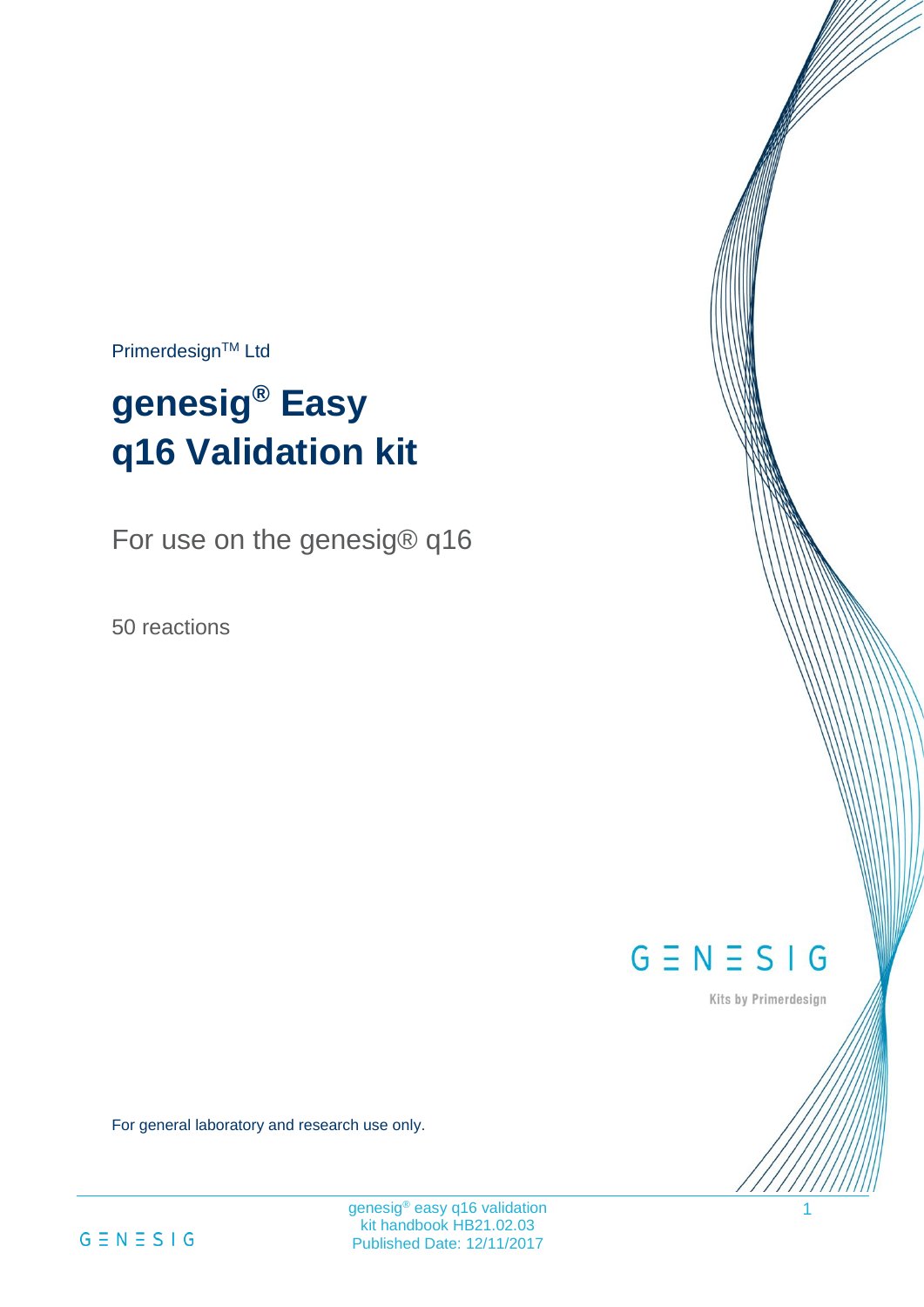Primerdesign™ Ltd

# genesig® Easy q16 Validation kit

For use on the genesig® q16

50 reactions

GENESIG

Kits by Primerdesign

For general laboratory and research use only.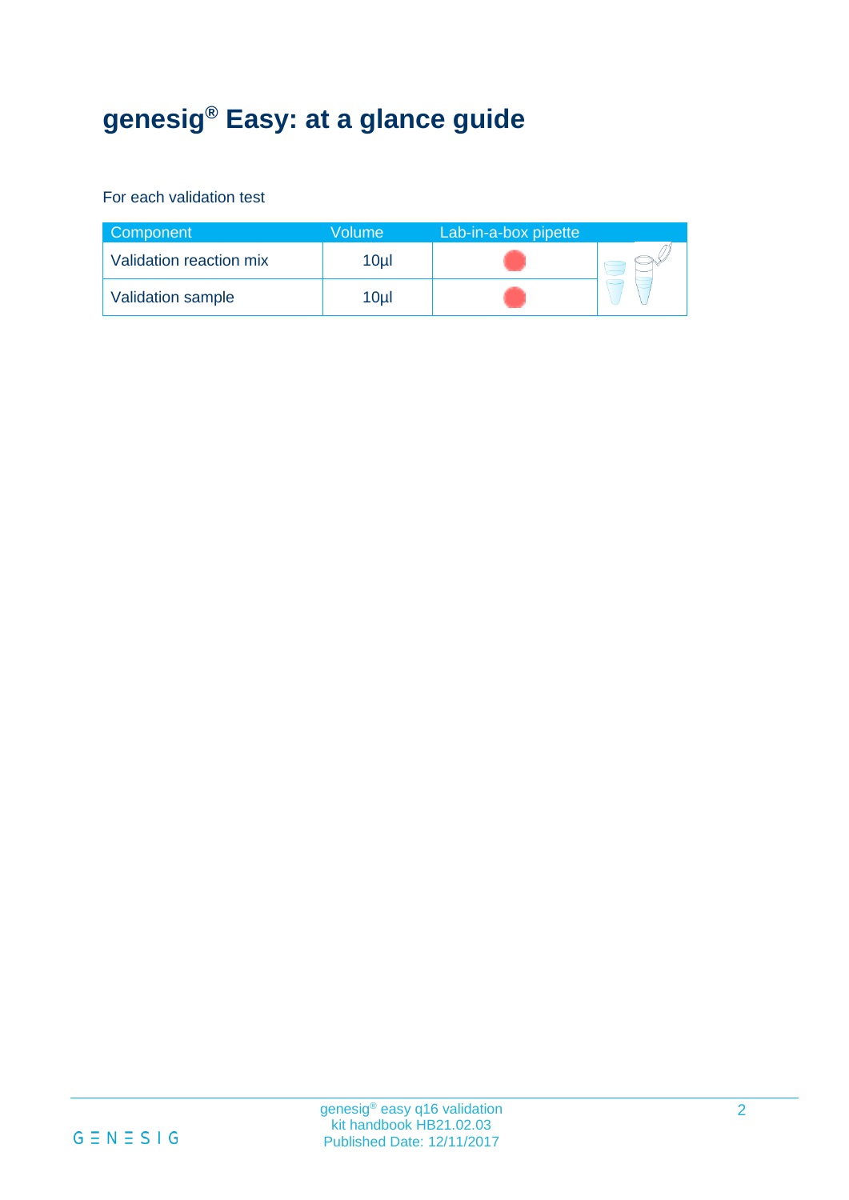# genesig® Easy: at a glance guide

For each validation test

| Component | Volume | Lab-in-a-box pipette | |
|---|---|---|---|
| Validation reaction mix | 10µl | | |
| Validation sample | 10µl | | |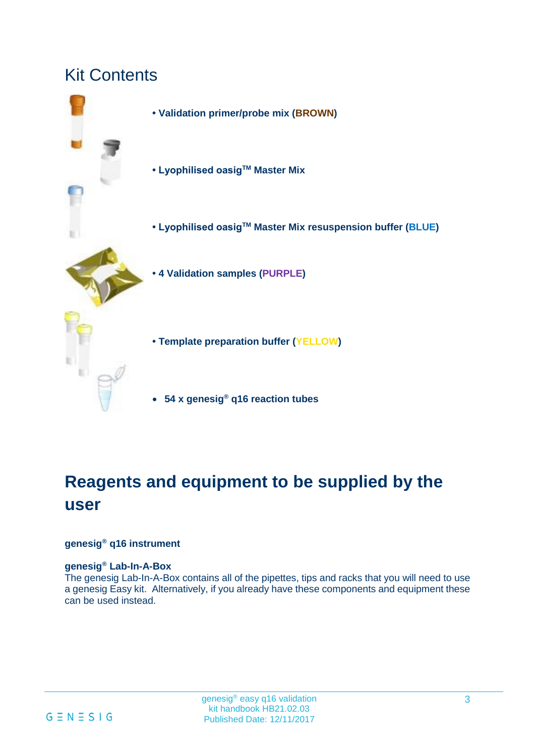# Kit Contents

- **Validation primer/probe mix (BROWN)**
- **Lyophilised oasig™ Master Mix**
- **Lyophilised oasig™ Master Mix resuspension buffer (BLUE)**
- **4 Validation samples (PURPLE)**
- **Template preparation buffer (YELLOW)**
- **54 x genesig® q16 reaction tubes**

# Reagents and equipment to be supplied by the user

**genesig® q16 instrument**

**genesig® Lab-In-A-Box**
The genesig Lab-In-A-Box contains all of the pipettes, tips and racks that you will need to use a genesig Easy kit. Alternatively, if you already have these components and equipment these can be used instead.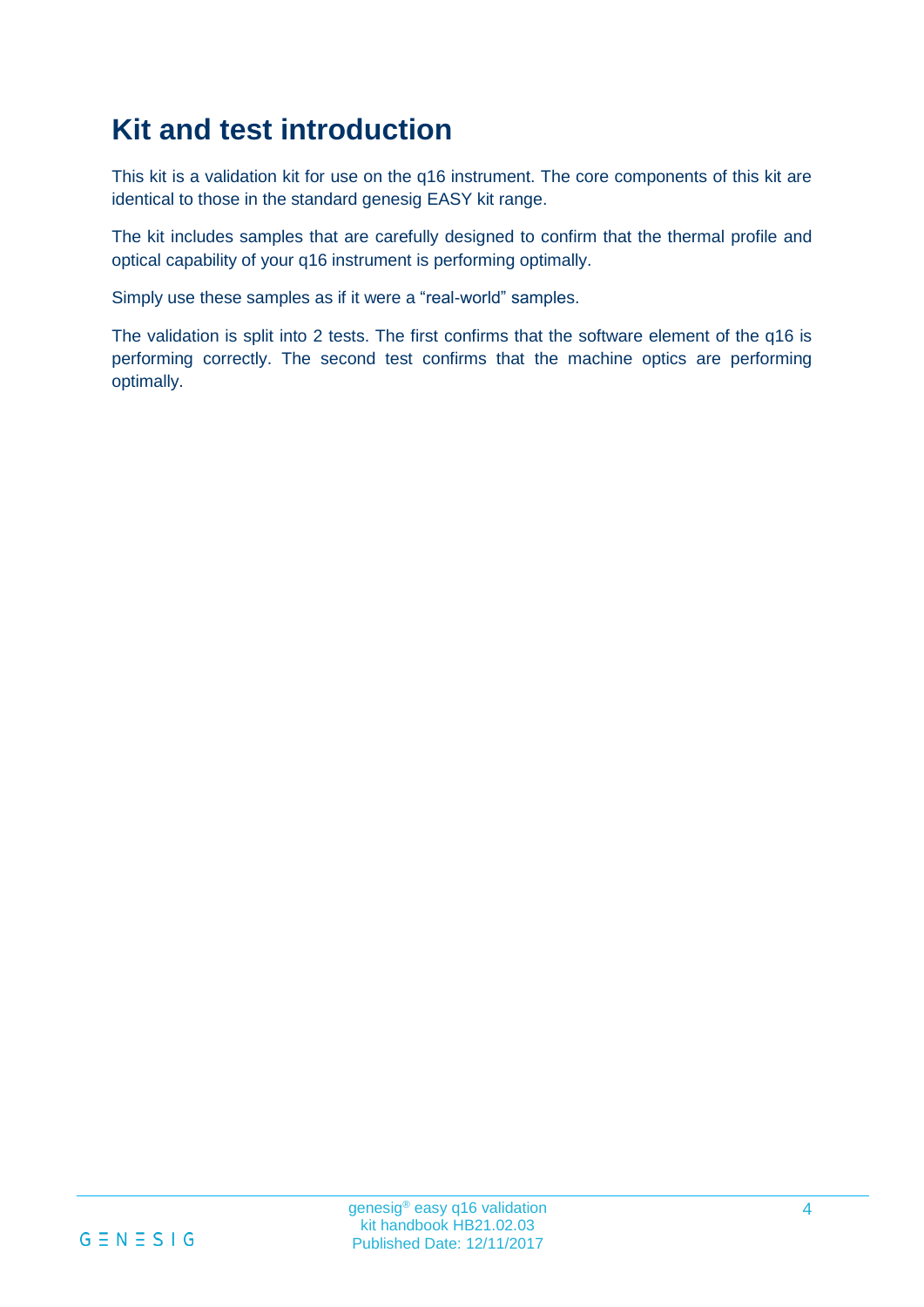# Kit and test introduction

This kit is a validation kit for use on the q16 instrument. The core components of this kit are identical to those in the standard genesig EASY kit range.

The kit includes samples that are carefully designed to confirm that the thermal profile and optical capability of your q16 instrument is performing optimally.

Simply use these samples as if it were a "real-world" samples.

The validation is split into 2 tests. The first confirms that the software element of the q16 is performing correctly. The second test confirms that the machine optics are performing optimally.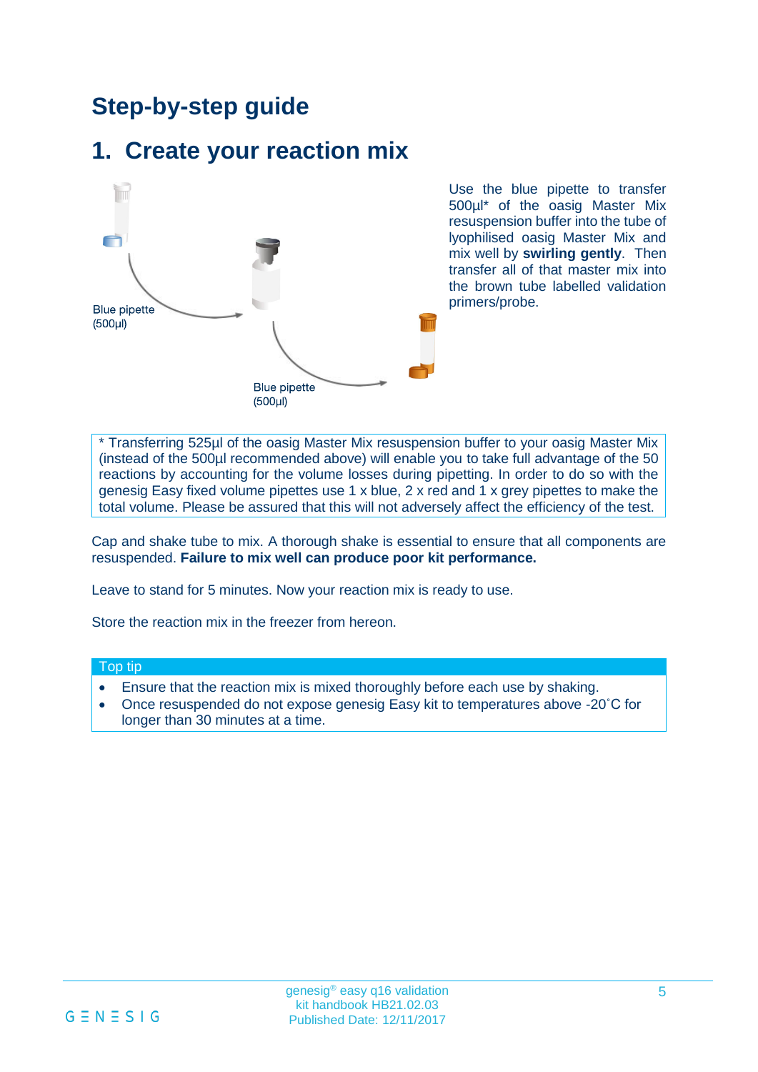# Step-by-step guide

## 1. Create your reaction mix

Blue pipette (500µl)

Blue pipette (500µl)

Use the blue pipette to transfer 500µl* of the oasig Master Mix resuspension buffer into the tube of lyophilised oasig Master Mix and mix well by **swirling gently**. Then transfer all of that master mix into the brown tube labelled validation primers/probe.

* Transferring 525µl of the oasig Master Mix resuspension buffer to your oasig Master Mix (instead of the 500µl recommended above) will enable you to take full advantage of the 50 reactions by accounting for the volume losses during pipetting. In order to do so with the genesig Easy fixed volume pipettes use 1 x blue, 2 x red and 1 x grey pipettes to make the total volume. Please be assured that this will not adversely affect the efficiency of the test.

Cap and shake tube to mix. A thorough shake is essential to ensure that all components are resuspended. **Failure to mix well can produce poor kit performance.**

Leave to stand for 5 minutes. Now your reaction mix is ready to use.

Store the reaction mix in the freezer from hereon.

**Top tip**

- Ensure that the reaction mix is mixed thoroughly before each use by shaking.
- Once resuspended do not expose genesig Easy kit to temperatures above -20˚C for longer than 30 minutes at a time.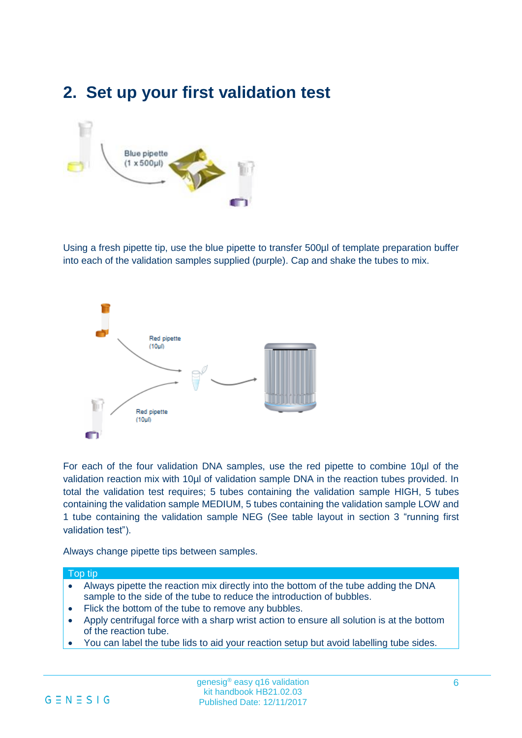## 2. Set up your first validation test

Using a fresh pipette tip, use the blue pipette to transfer 500µl of template preparation buffer into each of the validation samples supplied (purple). Cap and shake the tubes to mix.

For each of the four validation DNA samples, use the red pipette to combine 10µl of the validation reaction mix with 10µl of validation sample DNA in the reaction tubes provided. In total the validation test requires; 5 tubes containing the validation sample HIGH, 5 tubes containing the validation sample MEDIUM, 5 tubes containing the validation sample LOW and 1 tube containing the validation sample NEG (See table layout in section 3 "running first validation test").

Always change pipette tips between samples.

| Top tip |
| --- |
| • Always pipette the reaction mix directly into the bottom of the tube adding the DNA sample to the side of the tube to reduce the introduction of bubbles. <br> • Flick the bottom of the tube to remove any bubbles. <br> • Apply centrifugal force with a sharp wrist action to ensure all solution is at the bottom of the reaction tube. <br> • You can label the tube lids to aid your reaction setup but avoid labelling tube sides. |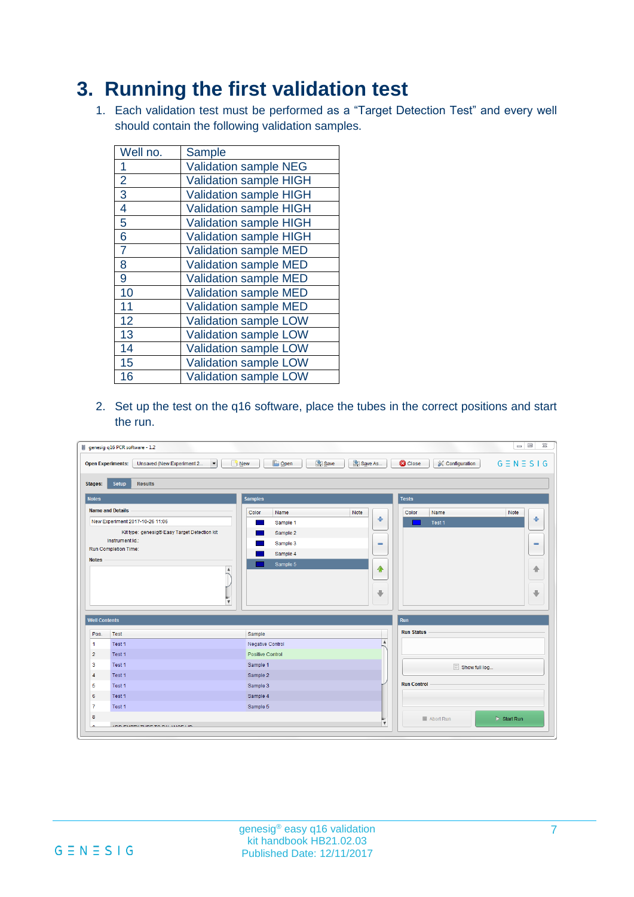# 3. Running the first validation test

1. Each validation test must be performed as a “Target Detection Test” and every well should contain the following validation samples.

| Well no. | Sample |
|---|---|
| 1 | Validation sample NEG |
| 2 | Validation sample HIGH |
| 3 | Validation sample HIGH |
| 4 | Validation sample HIGH |
| 5 | Validation sample HIGH |
| 6 | Validation sample HIGH |
| 7 | Validation sample MED |
| 8 | Validation sample MED |
| 9 | Validation sample MED |
| 10 | Validation sample MED |
| 11 | Validation sample MED |
| 12 | Validation sample LOW |
| 13 | Validation sample LOW |
| 14 | Validation sample LOW |
| 15 | Validation sample LOW |
| 16 | Validation sample LOW |

2. Set up the test on the q16 software, place the tubes in the correct positions and start the run.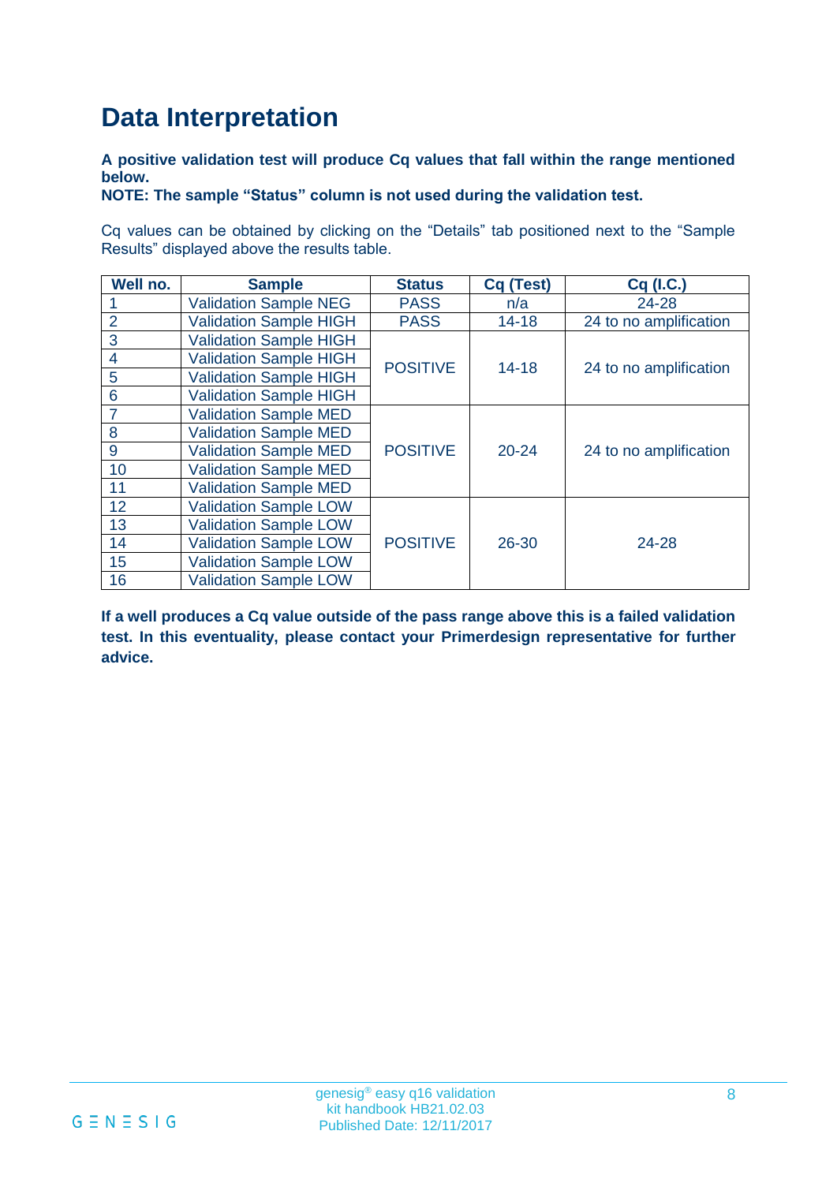# Data Interpretation

**A positive validation test will produce Cq values that fall within the range mentioned below.**
**NOTE: The sample "Status" column is not used during the validation test.**

Cq values can be obtained by clicking on the "Details" tab positioned next to the "Sample Results" displayed above the results table.

| Well no. | Sample | Status | Cq (Test) | Cq (I.C.) |
|---|---|---|---|---|
| 1 | Validation Sample NEG | PASS | n/a | 24-28 |
| 2 | Validation Sample HIGH | PASS | 14-18 | 24 to no amplification |
| 3 | Validation Sample HIGH | POSITIVE | 14-18 | 24 to no amplification |
| 4 | Validation Sample HIGH | | | |
| 5 | Validation Sample HIGH | | | |
| 6 | Validation Sample HIGH | | | |
| 7 | Validation Sample MED | POSITIVE | 20-24 | 24 to no amplification |
| 8 | Validation Sample MED | | | |
| 9 | Validation Sample MED | | | |
| 10 | Validation Sample MED | | | |
| 11 | Validation Sample MED | | | |
| 12 | Validation Sample LOW | POSITIVE | 26-30 | 24-28 |
| 13 | Validation Sample LOW | | | |
| 14 | Validation Sample LOW | | | |
| 15 | Validation Sample LOW | | | |
| 16 | Validation Sample LOW | | | |

**If a well produces a Cq value outside of the pass range above this is a failed validation test. In this eventuality, please contact your Primerdesign representative for further advice.**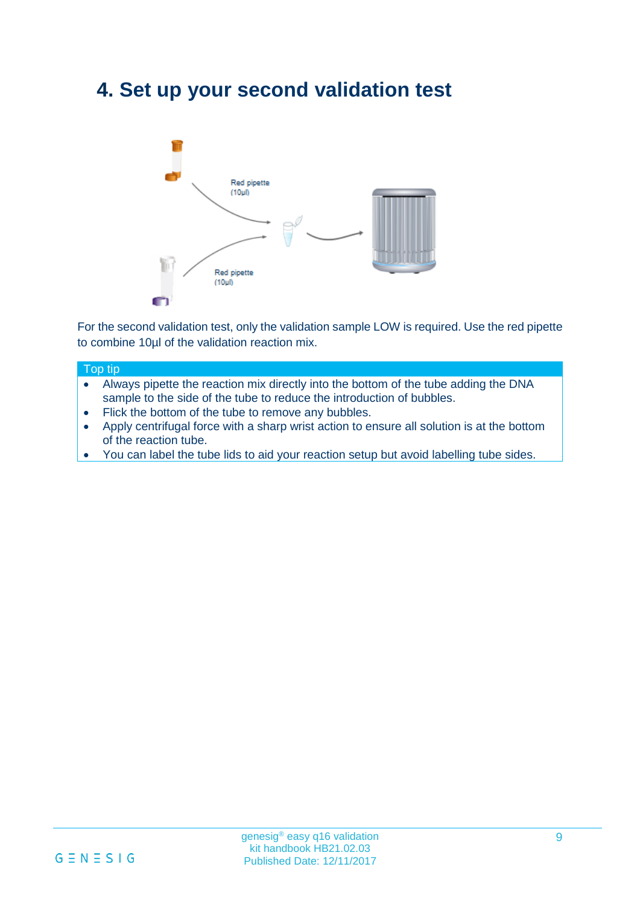# 4. Set up your second validation test

Red pipette (10µl)

Red pipette (10µl)

For the second validation test, only the validation sample LOW is required. Use the red pipette to combine 10µl of the validation reaction mix.

**Top tip**

- Always pipette the reaction mix directly into the bottom of the tube adding the DNA sample to the side of the tube to reduce the introduction of bubbles.
- Flick the bottom of the tube to remove any bubbles.
- Apply centrifugal force with a sharp wrist action to ensure all solution is at the bottom of the reaction tube.
- You can label the tube lids to aid your reaction setup but avoid labelling tube sides.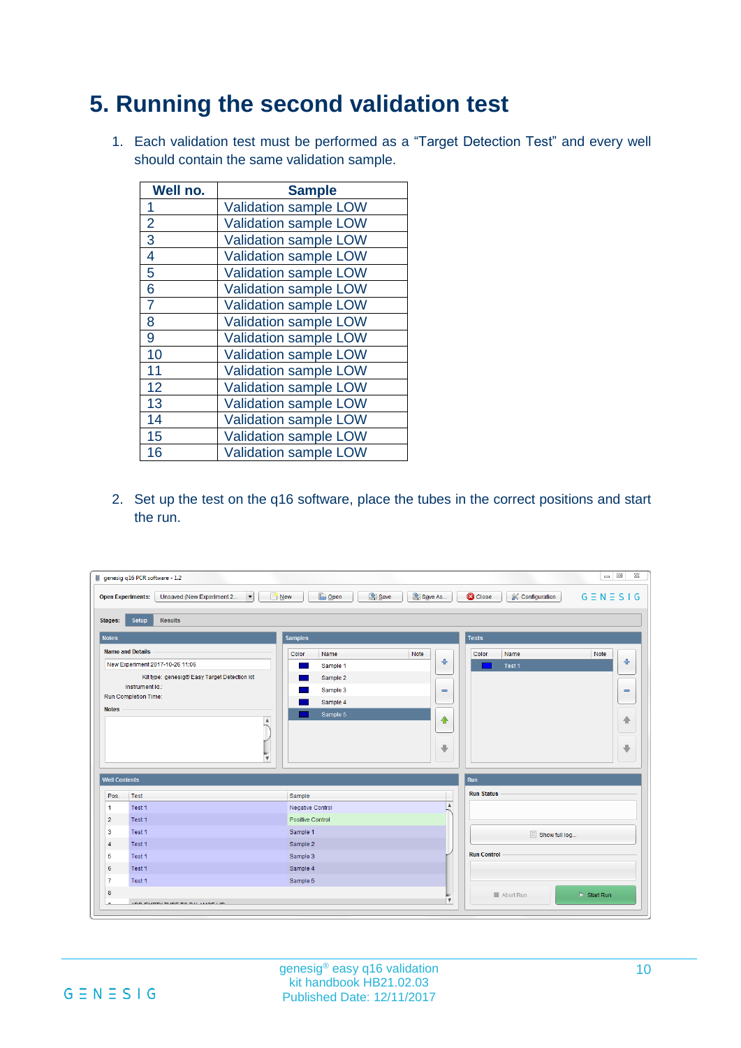# 5. Running the second validation test

1. Each validation test must be performed as a "Target Detection Test" and every well should contain the same validation sample.

| Well no. | Sample |
|---|---|
| 1 | Validation sample LOW |
| 2 | Validation sample LOW |
| 3 | Validation sample LOW |
| 4 | Validation sample LOW |
| 5 | Validation sample LOW |
| 6 | Validation sample LOW |
| 7 | Validation sample LOW |
| 8 | Validation sample LOW |
| 9 | Validation sample LOW |
| 10 | Validation sample LOW |
| 11 | Validation sample LOW |
| 12 | Validation sample LOW |
| 13 | Validation sample LOW |
| 14 | Validation sample LOW |
| 15 | Validation sample LOW |
| 16 | Validation sample LOW |

2. Set up the test on the q16 software, place the tubes in the correct positions and start the run.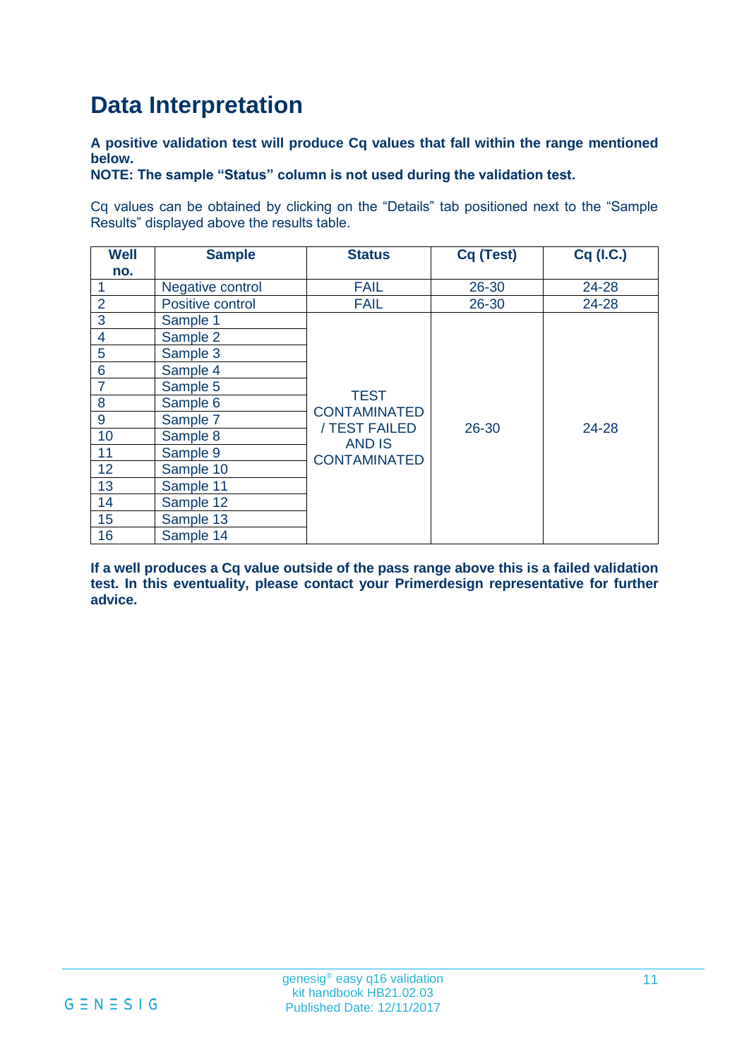# Data Interpretation

**A positive validation test will produce Cq values that fall within the range mentioned below.**
**NOTE: The sample "Status" column is not used during the validation test.**

Cq values can be obtained by clicking on the "Details" tab positioned next to the "Sample Results" displayed above the results table.

| Well no. | Sample | Status | Cq (Test) | Cq (I.C.) |
|---|---|---|---|---|
| 1 | Negative control | FAIL | 26-30 | 24-28 |
| 2 | Positive control | FAIL | 26-30 | 24-28 |
| 3 | Sample 1 | TEST CONTAMINATED / TEST FAILED AND IS CONTAMINATED | 26-30 | 24-28 |
| 4 | Sample 2 | | | |
| 5 | Sample 3 | | | |
| 6 | Sample 4 | | | |
| 7 | Sample 5 | | | |
| 8 | Sample 6 | | | |
| 9 | Sample 7 | | | |
| 10 | Sample 8 | | | |
| 11 | Sample 9 | | | |
| 12 | Sample 10 | | | |
| 13 | Sample 11 | | | |
| 14 | Sample 12 | | | |
| 15 | Sample 13 | | | |
| 16 | Sample 14 | | | |

**If a well produces a Cq value outside of the pass range above this is a failed validation test. In this eventuality, please contact your Primerdesign representative for further advice.**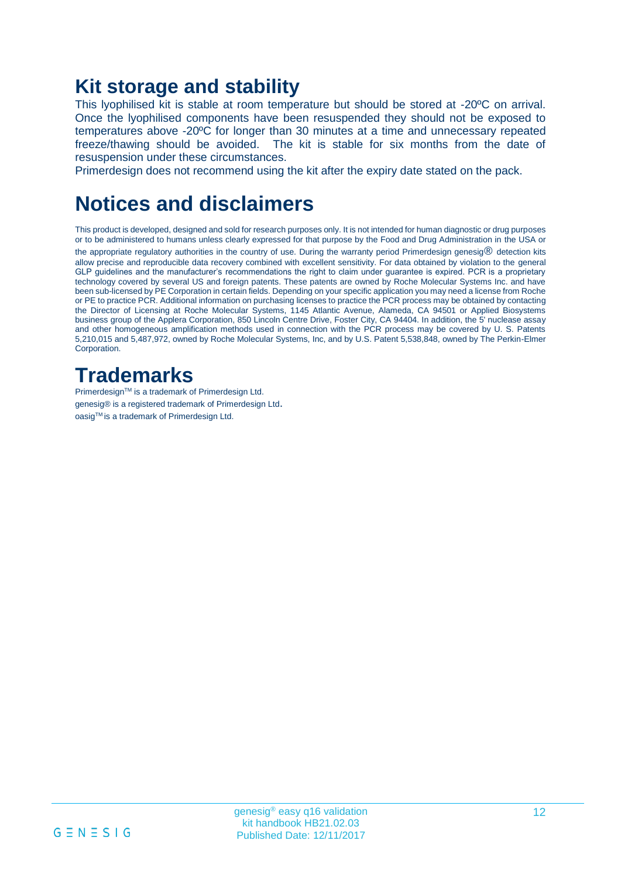## Kit storage and stability

This lyophilised kit is stable at room temperature but should be stored at -20ºC on arrival. Once the lyophilised components have been resuspended they should not be exposed to temperatures above -20ºC for longer than 30 minutes at a time and unnecessary repeated freeze/thawing should be avoided. The kit is stable for six months from the date of resuspension under these circumstances.

Primerdesign does not recommend using the kit after the expiry date stated on the pack.

## Notices and disclaimers

This product is developed, designed and sold for research purposes only. It is not intended for human diagnostic or drug purposes or to be administered to humans unless clearly expressed for that purpose by the Food and Drug Administration in the USA or the appropriate regulatory authorities in the country of use. During the warranty period Primerdesign genesig® detection kits allow precise and reproducible data recovery combined with excellent sensitivity. For data obtained by violation to the general GLP guidelines and the manufacturer's recommendations the right to claim under guarantee is expired. PCR is a proprietary technology covered by several US and foreign patents. These patents are owned by Roche Molecular Systems Inc. and have been sub-licensed by PE Corporation in certain fields. Depending on your specific application you may need a license from Roche or PE to practice PCR. Additional information on purchasing licenses to practice the PCR process may be obtained by contacting the Director of Licensing at Roche Molecular Systems, 1145 Atlantic Avenue, Alameda, CA 94501 or Applied Biosystems business group of the Applera Corporation, 850 Lincoln Centre Drive, Foster City, CA 94404. In addition, the 5' nuclease assay and other homogeneous amplification methods used in connection with the PCR process may be covered by U. S. Patents 5,210,015 and 5,487,972, owned by Roche Molecular Systems, Inc, and by U.S. Patent 5,538,848, owned by The Perkin-Elmer Corporation.

## Trademarks

Primerdesign™ is a trademark of Primerdesign Ltd.

genesig® is a registered trademark of Primerdesign Ltd.

oasig™ is a trademark of Primerdesign Ltd.